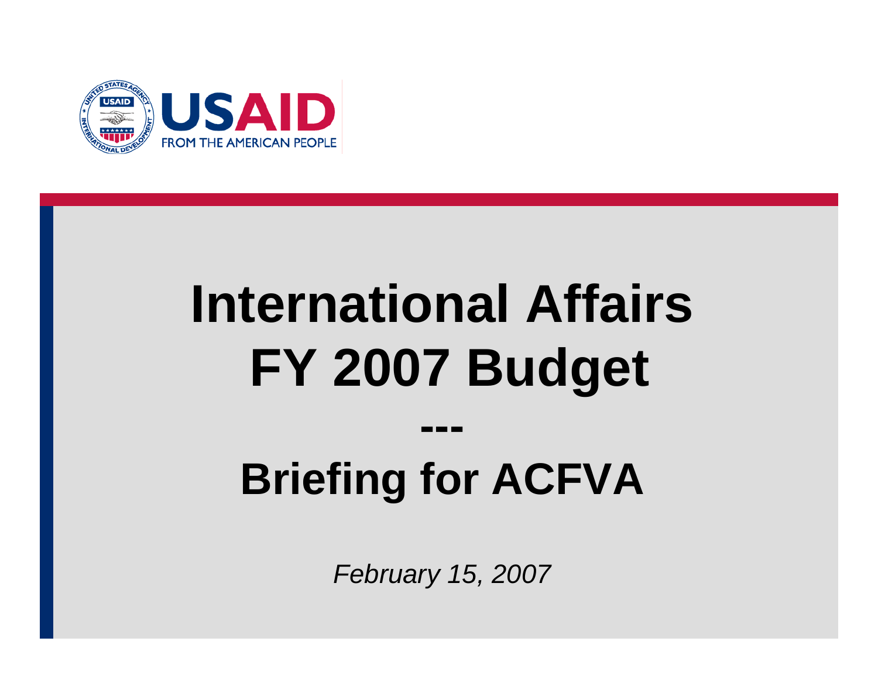USAID

FROM THE AMERICAN PEOPLE

# International Affairs FY 2007 Budget

---

# Briefing for ACFVA

*February 15, 2007*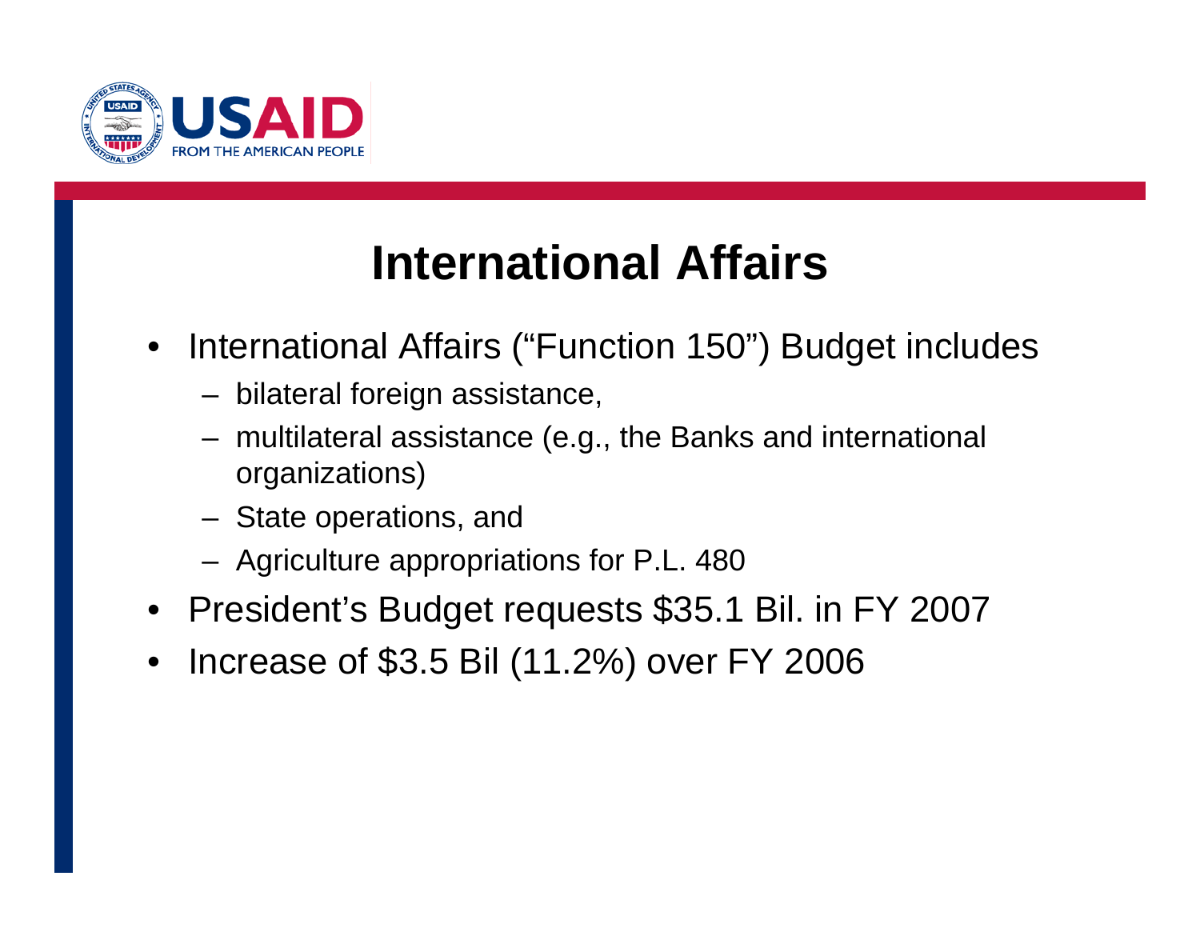# International Affairs

- International Affairs ("Function 150") Budget includes
  - bilateral foreign assistance,
  - multilateral assistance (e.g., the Banks and international organizations)
  - State operations, and
  - Agriculture appropriations for P.L. 480
- President's Budget requests $35.1 Bil. in FY 2007
- Increase of $3.5 Bil (11.2%) over FY 2006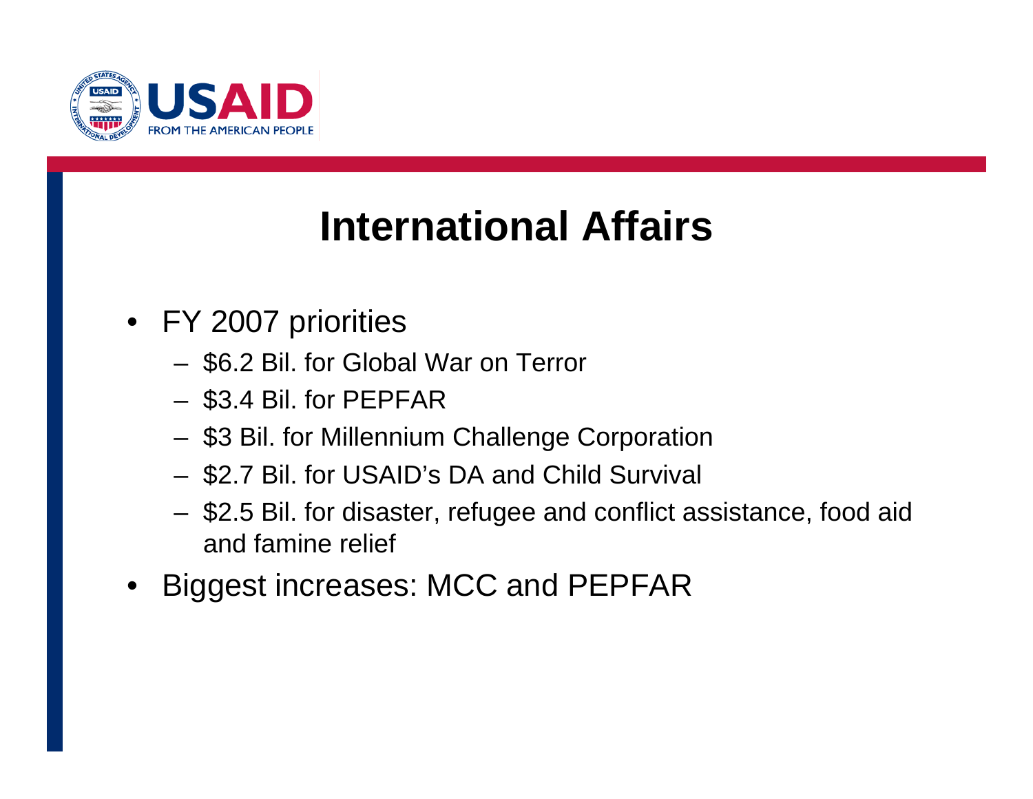# International Affairs

- FY 2007 priorities
  - $6.2 Bil. for Global War on Terror
  - $3.4 Bil. for PEPFAR
  - $3 Bil. for Millennium Challenge Corporation
  - $2.7 Bil. for USAID's DA and Child Survival
  - $2.5 Bil. for disaster, refugee and conflict assistance, food aid and famine relief
- Biggest increases: MCC and PEPFAR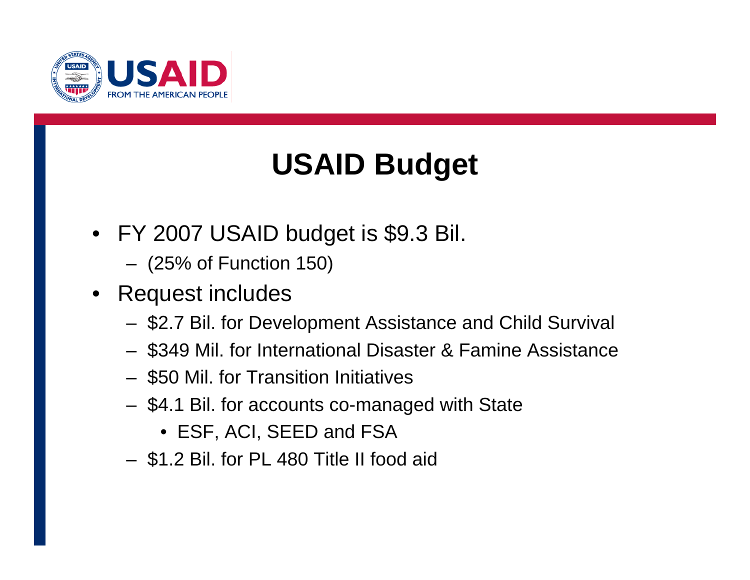# USAID Budget

- FY 2007 USAID budget is $9.3 Bil.
  - (25% of Function 150)
- Request includes
  - $2.7 Bil. for Development Assistance and Child Survival
  - $349 Mil. for International Disaster & Famine Assistance
  - $50 Mil. for Transition Initiatives
  - $4.1 Bil. for accounts co-managed with State
    - ESF, ACI, SEED and FSA
  - $1.2 Bil. for PL 480 Title II food aid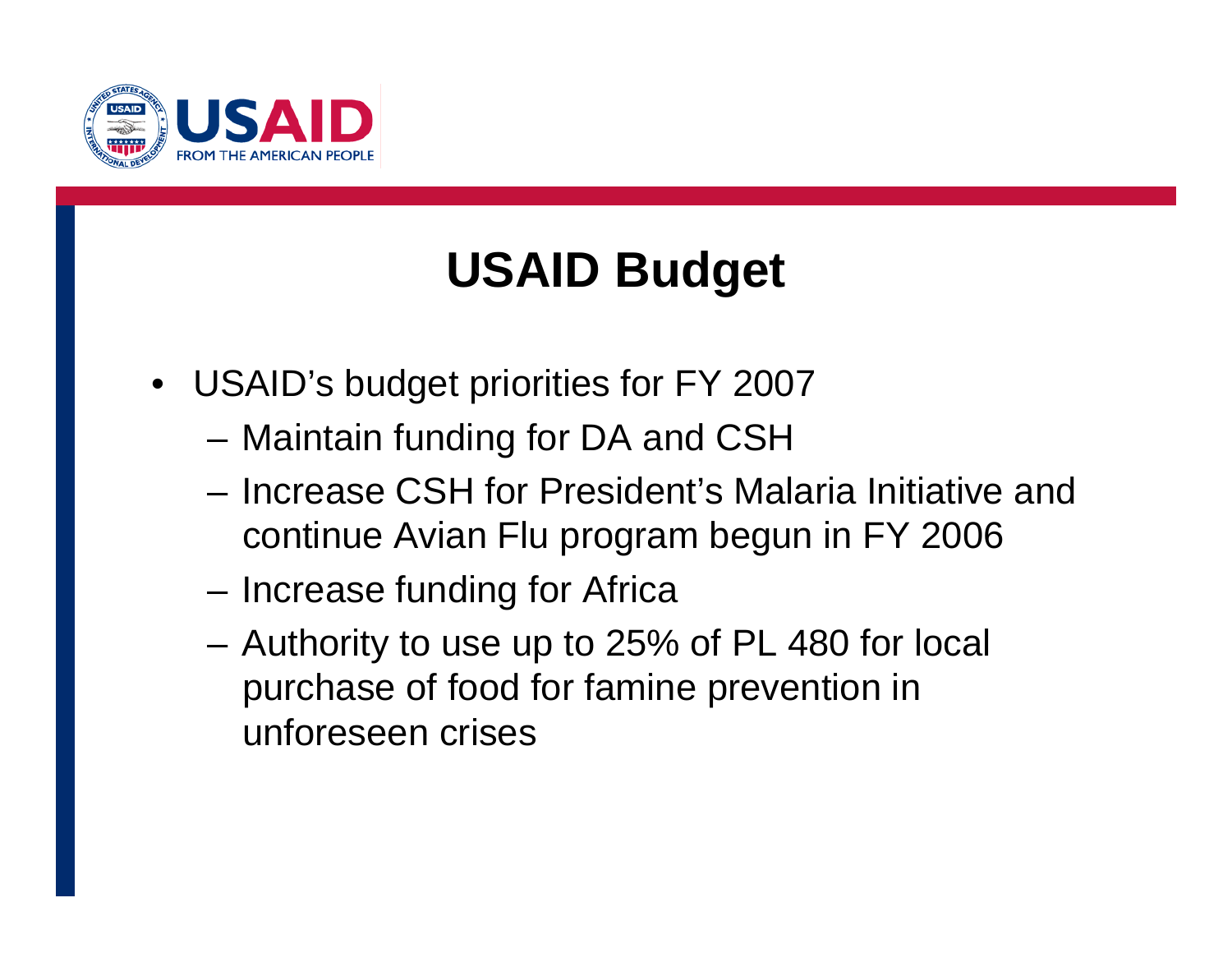# USAID Budget

- USAID's budget priorities for FY 2007
  - Maintain funding for DA and CSH
  - Increase CSH for President's Malaria Initiative and continue Avian Flu program begun in FY 2006
  - Increase funding for Africa
  - Authority to use up to 25% of PL 480 for local purchase of food for famine prevention in unforeseen crises